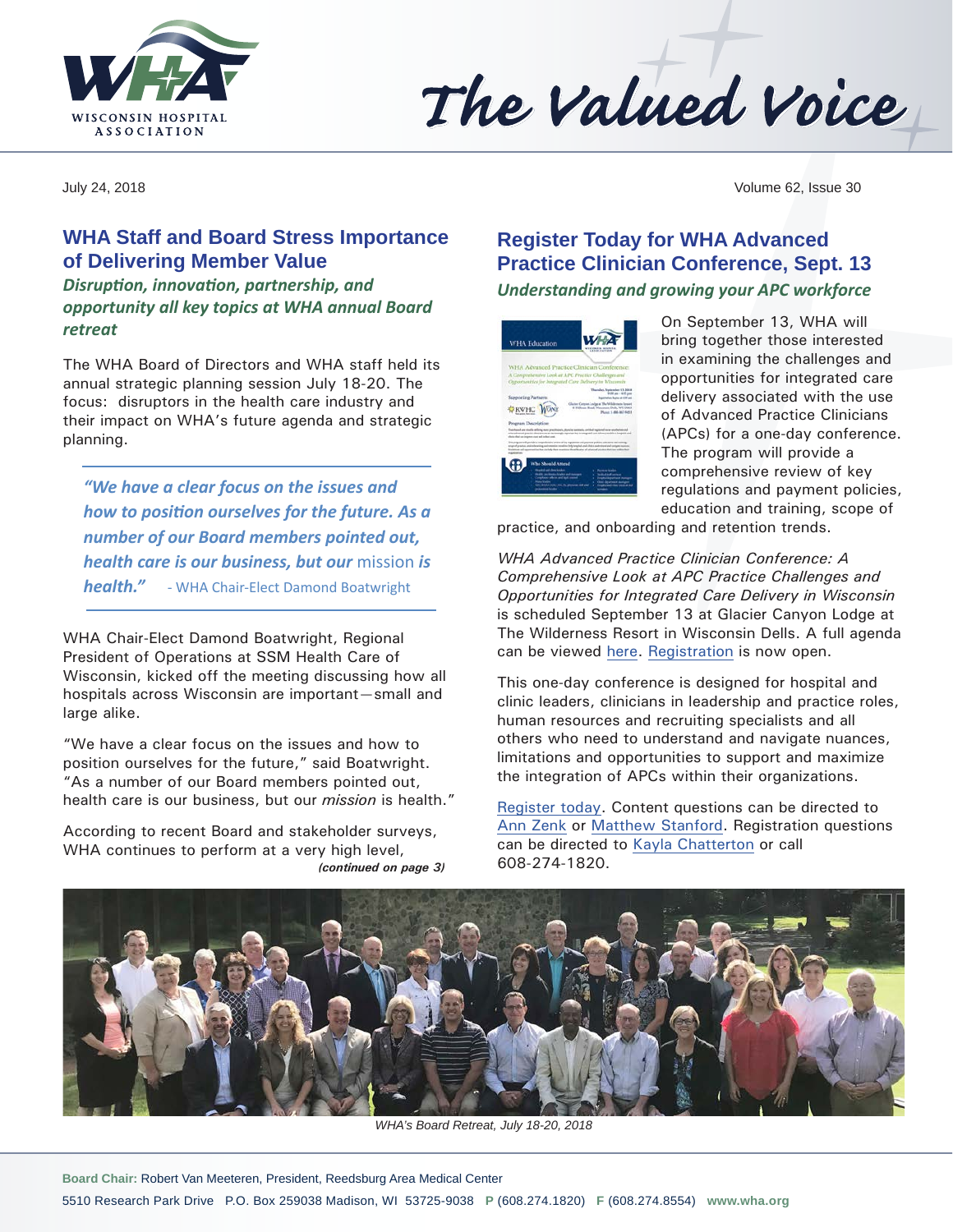# The Valued Voice

July 24, 2018

## WHA Staff and Board Stress Importance of Delivering Member Value

### *Disruption, innovation, partnership, and opportunity all key topics at WHA annual Board retreat*

The WHA Board of Directors and WHA staff held its annual strategic planning session July 18-20. The focus: disruptors in the health care industry and their impact on WHA's future agenda and strategic planning.

> ***"We have a clear focus on the issues and how to position ourselves for the future. As a number of our Board members pointed out, health care is our business, but our*** mission ***is health."*** - WHA Chair-Elect Damond Boatwright

WHA Chair-Elect Damond Boatwright, Regional President of Operations at SSM Health Care of Wisconsin, kicked off the meeting discussing how all hospitals across Wisconsin are important—small and large alike.

"We have a clear focus on the issues and how to position ourselves for the future," said Boatwright. "As a number of our Board members pointed out, health care is our business, but our *mission* is health."

According to recent Board and stakeholder surveys, WHA continues to perform at a very high level,

***(continued on page 3)***

## Register Today for WHA Advanced Practice Clinician Conference, Sept. 13

### *Understanding and growing your APC workforce*

On September 13, WHA will bring together those interested in examining the challenges and opportunities for integrated care delivery associated with the use of Advanced Practice Clinicians (APCs) for a one-day conference. The program will provide a comprehensive review of key regulations and payment policies, education and training, scope of practice, and onboarding and retention trends.

*WHA Advanced Practice Clinician Conference: A Comprehensive Look at APC Practice Challenges and Opportunities for Integrated Care Delivery in Wisconsin* is scheduled September 13 at Glacier Canyon Lodge at The Wilderness Resort in Wisconsin Dells. A full agenda can be viewed here. Registration is now open.

This one-day conference is designed for hospital and clinic leaders, clinicians in leadership and practice roles, human resources and recruiting specialists and all others who need to understand and navigate nuances, limitations and opportunities to support and maximize the integration of APCs within their organizations.

Register today. Content questions can be directed to Ann Zenk or Matthew Stanford. Registration questions can be directed to Kayla Chatterton or call 608-274-1820.

*WHA's Board Retreat, July 18-20, 2018*

**Board Chair:** Robert Van Meeteren, President, Reedsburg Area Medical Center

5510 Research Park Drive P.O. Box 259038 Madison, WI 53725-9038 **P** (608.274.1820) **F** (608.274.8554) **www.wha.org**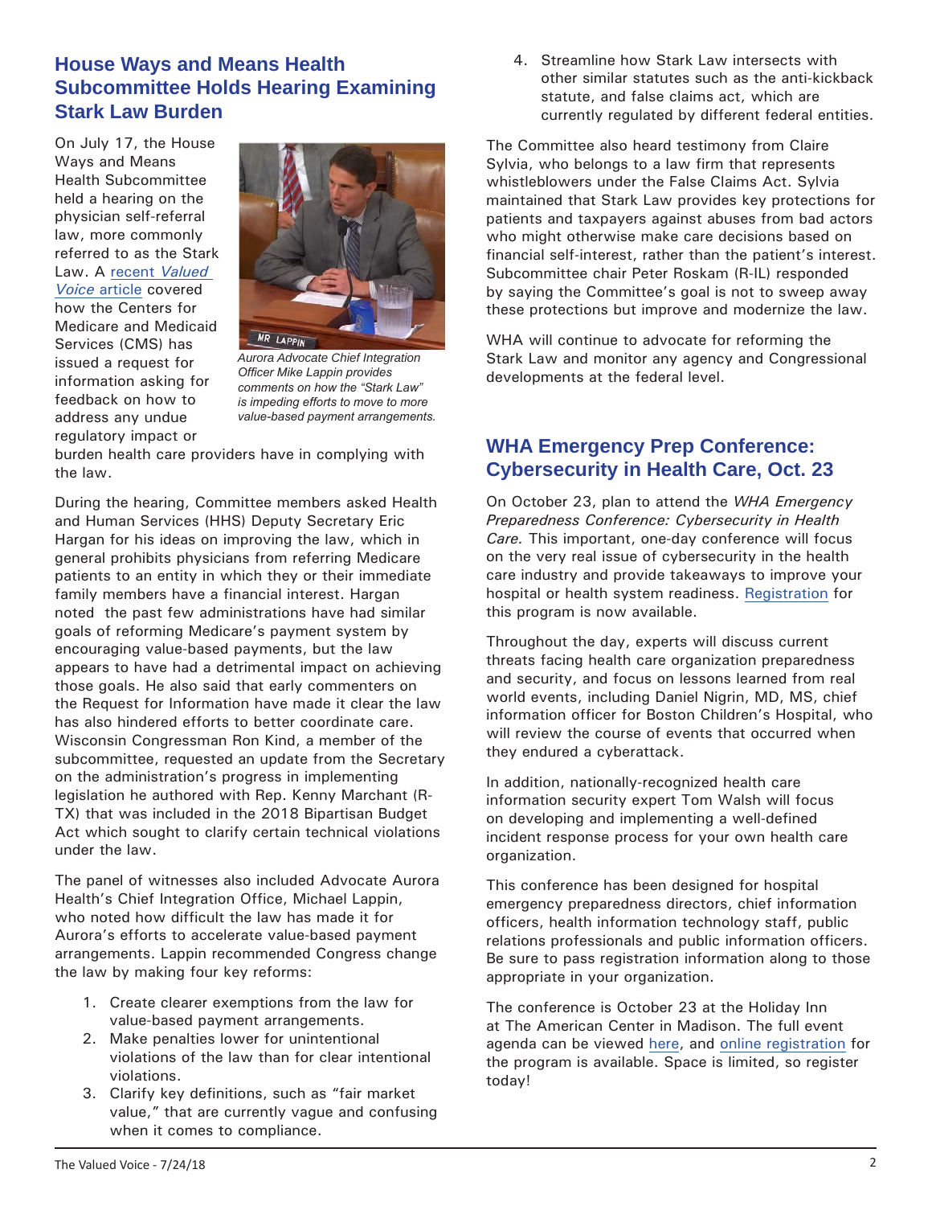## House Ways and Means Health Subcommittee Holds Hearing Examining Stark Law Burden

On July 17, the House Ways and Means Health Subcommittee held a hearing on the physician self-referral law, more commonly referred to as the Stark Law. A recent *Valued Voice* article covered how the Centers for Medicare and Medicaid Services (CMS) has issued a request for information asking for feedback on how to address any undue regulatory impact or burden health care providers have in complying with the law.

*Aurora Advocate Chief Integration Officer Mike Lappin provides comments on how the "Stark Law" is impeding efforts to move to more value-based payment arrangements.*

During the hearing, Committee members asked Health and Human Services (HHS) Deputy Secretary Eric Hargan for his ideas on improving the law, which in general prohibits physicians from referring Medicare patients to an entity in which they or their immediate family members have a financial interest. Hargan noted the past few administrations have had similar goals of reforming Medicare's payment system by encouraging value-based payments, but the law appears to have had a detrimental impact on achieving those goals. He also said that early commenters on the Request for Information have made it clear the law has also hindered efforts to better coordinate care. Wisconsin Congressman Ron Kind, a member of the subcommittee, requested an update from the Secretary on the administration's progress in implementing legislation he authored with Rep. Kenny Marchant (R-TX) that was included in the 2018 Bipartisan Budget Act which sought to clarify certain technical violations under the law.

The panel of witnesses also included Advocate Aurora Health's Chief Integration Office, Michael Lappin, who noted how difficult the law has made it for Aurora's efforts to accelerate value-based payment arrangements. Lappin recommended Congress change the law by making four key reforms:

1. Create clearer exemptions from the law for value-based payment arrangements.
2. Make penalties lower for unintentional violations of the law than for clear intentional violations.
3. Clarify key definitions, such as "fair market value," that are currently vague and confusing when it comes to compliance.
4. Streamline how Stark Law intersects with other similar statutes such as the anti-kickback statute, and false claims act, which are currently regulated by different federal entities.

The Committee also heard testimony from Claire Sylvia, who belongs to a law firm that represents whistleblowers under the False Claims Act. Sylvia maintained that Stark Law provides key protections for patients and taxpayers against abuses from bad actors who might otherwise make care decisions based on financial self-interest, rather than the patient's interest. Subcommittee chair Peter Roskam (R-IL) responded by saying the Committee's goal is not to sweep away these protections but improve and modernize the law.

WHA will continue to advocate for reforming the Stark Law and monitor any agency and Congressional developments at the federal level.

## WHA Emergency Prep Conference: Cybersecurity in Health Care, Oct. 23

On October 23, plan to attend the *WHA Emergency Preparedness Conference: Cybersecurity in Health Care.* This important, one-day conference will focus on the very real issue of cybersecurity in the health care industry and provide takeaways to improve your hospital or health system readiness. Registration for this program is now available.

Throughout the day, experts will discuss current threats facing health care organization preparedness and security, and focus on lessons learned from real world events, including Daniel Nigrin, MD, MS, chief information officer for Boston Children's Hospital, who will review the course of events that occurred when they endured a cyberattack.

In addition, nationally-recognized health care information security expert Tom Walsh will focus on developing and implementing a well-defined incident response process for your own health care organization.

This conference has been designed for hospital emergency preparedness directors, chief information officers, health information technology staff, public relations professionals and public information officers. Be sure to pass registration information along to those appropriate in your organization.

The conference is October 23 at the Holiday Inn at The American Center in Madison. The full event agenda can be viewed here, and online registration for the program is available. Space is limited, so register today!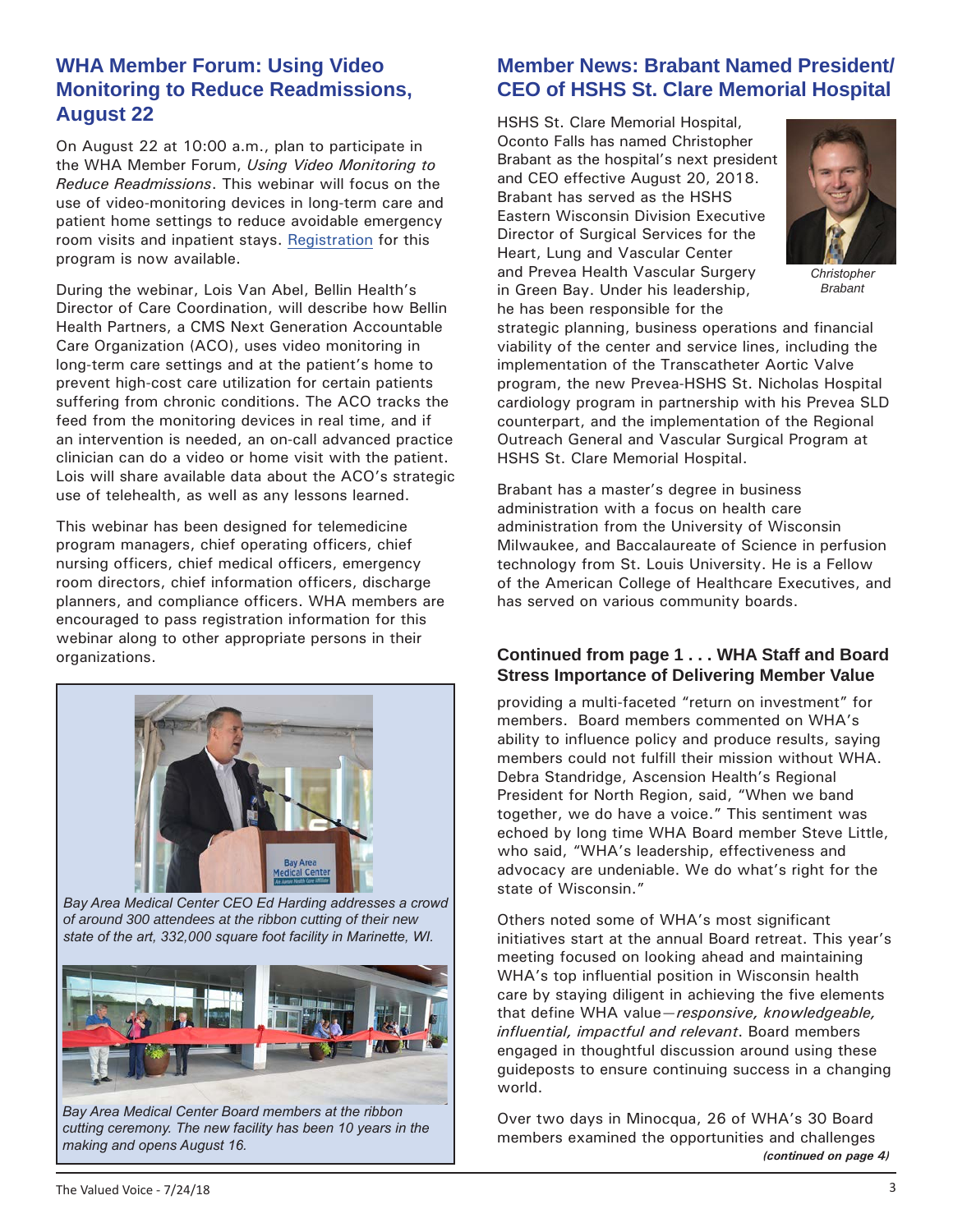## WHA Member Forum: Using Video Monitoring to Reduce Readmissions, August 22

On August 22 at 10:00 a.m., plan to participate in the WHA Member Forum, *Using Video Monitoring to Reduce Readmissions*. This webinar will focus on the use of video-monitoring devices in long-term care and patient home settings to reduce avoidable emergency room visits and inpatient stays. Registration for this program is now available.

During the webinar, Lois Van Abel, Bellin Health's Director of Care Coordination, will describe how Bellin Health Partners, a CMS Next Generation Accountable Care Organization (ACO), uses video monitoring in long-term care settings and at the patient's home to prevent high-cost care utilization for certain patients suffering from chronic conditions. The ACO tracks the feed from the monitoring devices in real time, and if an intervention is needed, an on-call advanced practice clinician can do a video or home visit with the patient. Lois will share available data about the ACO's strategic use of telehealth, as well as any lessons learned.

This webinar has been designed for telemedicine program managers, chief operating officers, chief nursing officers, chief medical officers, emergency room directors, chief information officers, discharge planners, and compliance officers. WHA members are encouraged to pass registration information for this webinar along to other appropriate persons in their organizations.

*Bay Area Medical Center CEO Ed Harding addresses a crowd of around 300 attendees at the ribbon cutting of their new state of the art, 332,000 square foot facility in Marinette, WI.*

*Bay Area Medical Center Board members at the ribbon cutting ceremony. The new facility has been 10 years in the making and opens August 16.*

## Member News: Brabant Named President/ CEO of HSHS St. Clare Memorial Hospital

HSHS St. Clare Memorial Hospital, Oconto Falls has named Christopher Brabant as the hospital's next president and CEO effective August 20, 2018. Brabant has served as the HSHS Eastern Wisconsin Division Executive Director of Surgical Services for the Heart, Lung and Vascular Center and Prevea Health Vascular Surgery in Green Bay. Under his leadership, he has been responsible for the strategic planning, business operations and financial viability of the center and service lines, including the implementation of the Transcatheter Aortic Valve program, the new Prevea-HSHS St. Nicholas Hospital cardiology program in partnership with his Prevea SLD counterpart, and the implementation of the Regional Outreach General and Vascular Surgical Program at HSHS St. Clare Memorial Hospital.

*Christopher Brabant*

Brabant has a master's degree in business administration with a focus on health care administration from the University of Wisconsin Milwaukee, and Baccalaureate of Science in perfusion technology from St. Louis University. He is a Fellow of the American College of Healthcare Executives, and has served on various community boards.

### Continued from page 1 . . . WHA Staff and Board Stress Importance of Delivering Member Value

providing a multi-faceted "return on investment" for members. Board members commented on WHA's ability to influence policy and produce results, saying members could not fulfill their mission without WHA. Debra Standridge, Ascension Health's Regional President for North Region, said, "When we band together, we do have a voice." This sentiment was echoed by long time WHA Board member Steve Little, who said, "WHA's leadership, effectiveness and advocacy are undeniable. We do what's right for the state of Wisconsin."

Others noted some of WHA's most significant initiatives start at the annual Board retreat. This year's meeting focused on looking ahead and maintaining WHA's top influential position in Wisconsin health care by staying diligent in achieving the five elements that define WHA value—*responsive, knowledgeable, influential, impactful and relevant*. Board members engaged in thoughtful discussion around using these guideposts to ensure continuing success in a changing world.

Over two days in Minocqua, 26 of WHA's 30 Board members examined the opportunities and challenges

***(continued on page 4)***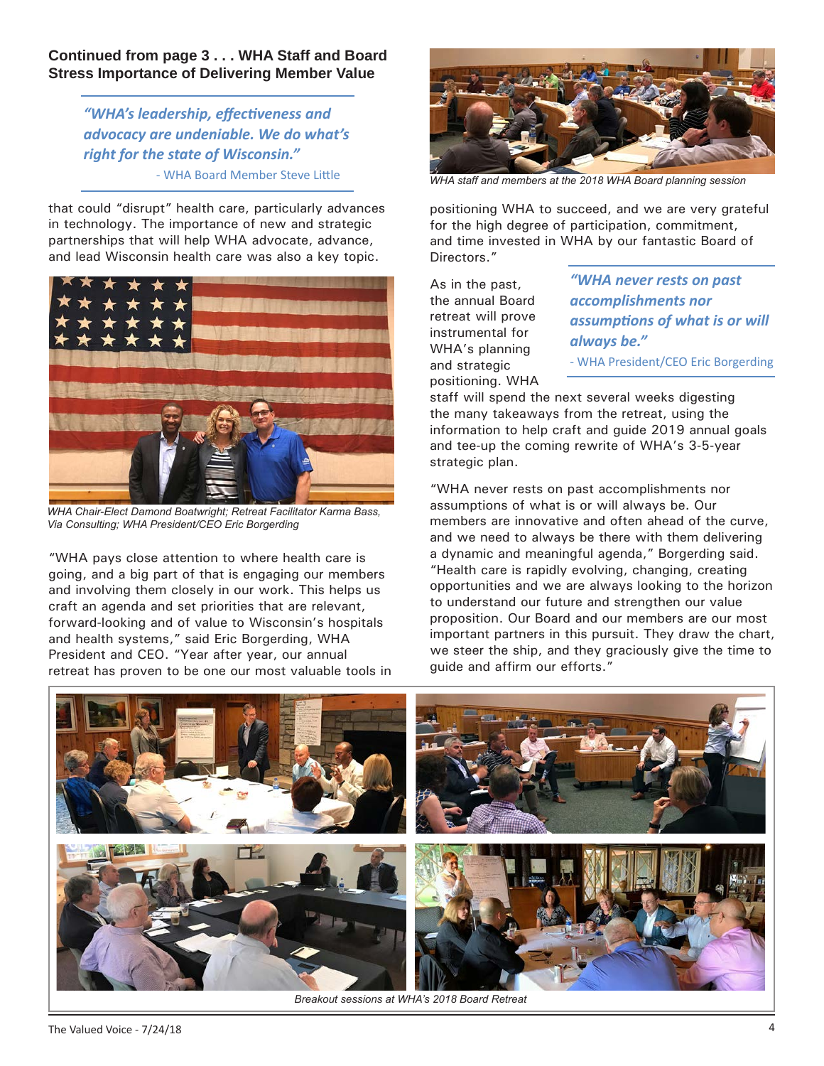**Continued from page 3 . . . WHA Staff and Board Stress Importance of Delivering Member Value**

> *"WHA's leadership, effectiveness and advocacy are undeniable. We do what's right for the state of Wisconsin."*
> - WHA Board Member Steve Little

that could "disrupt" health care, particularly advances in technology. The importance of new and strategic partnerships that will help WHA advocate, advance, and lead Wisconsin health care was also a key topic.

WHA Chair-Elect Damond Boatwright; Retreat Facilitator Karma Bass, Via Consulting; WHA President/CEO Eric Borgerding

"WHA pays close attention to where health care is going, and a big part of that is engaging our members and involving them closely in our work. This helps us craft an agenda and set priorities that are relevant, forward-looking and of value to Wisconsin's hospitals and health systems," said Eric Borgerding, WHA President and CEO. "Year after year, our annual retreat has proven to be one our most valuable tools in positioning WHA to succeed, and we are very grateful for the high degree of participation, commitment, and time invested in WHA by our fantastic Board of Directors."

WHA staff and members at the 2018 WHA Board planning session

> *"WHA never rests on past accomplishments nor assumptions of what is or will always be."*
> - WHA President/CEO Eric Borgerding

As in the past, the annual Board retreat will prove instrumental for WHA's planning and strategic positioning. WHA staff will spend the next several weeks digesting the many takeaways from the retreat, using the information to help craft and guide 2019 annual goals and tee-up the coming rewrite of WHA's 3-5-year strategic plan.

"WHA never rests on past accomplishments nor assumptions of what is or will always be. Our members are innovative and often ahead of the curve, and we need to always be there with them delivering a dynamic and meaningful agenda," Borgerding said. "Health care is rapidly evolving, changing, creating opportunities and we are always looking to the horizon to understand our future and strengthen our value proposition. Our Board and our members are our most important partners in this pursuit. They draw the chart, we steer the ship, and they graciously give the time to guide and affirm our efforts."

Breakout sessions at WHA's 2018 Board Retreat